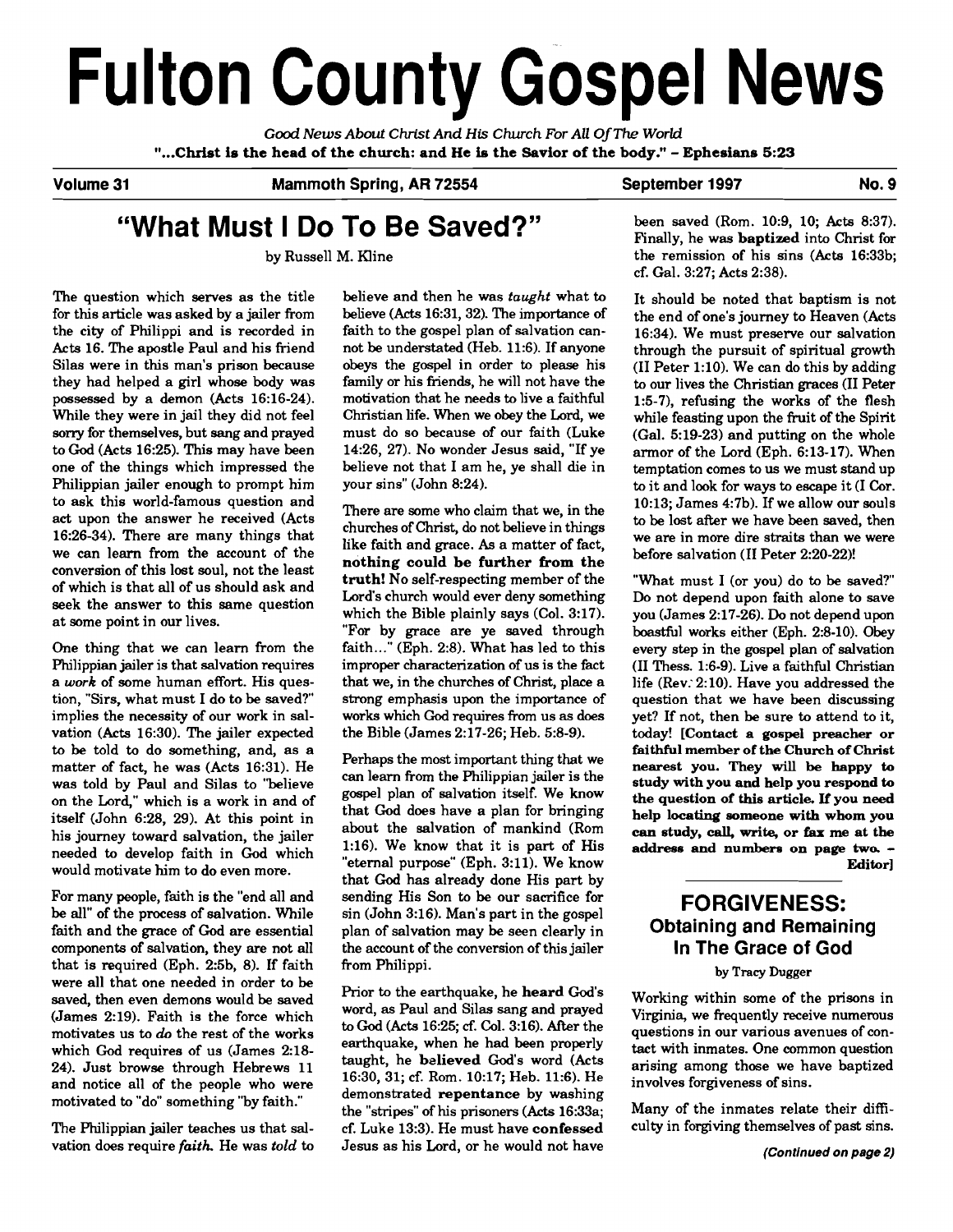# Fulton County Gospel News

*Good News About Christ And His Church For All Of The World*

**"...Christ is the head of the church: and He is the Savior of the body." - Ephesians 5:23**

**Volume 31** | **Mammoth Spring, AR 72554** | **September 1997** | **No. 9**

## "What Must I Do To Be Saved?"

by Russell M. Kline

The question which serves as the title for this article was asked by a jailer from the city of Philippi and is recorded in Acts 16. The apostle Paul and his friend Silas were in this man's prison because they had helped a girl whose body was possessed by a demon (Acts 16:16-24). While they were in jail they did not feel sorry for themselves, but sang and prayed to God (Acts 16:25). This may have been one of the things which impressed the Philippian jailer enough to prompt him to ask this world-famous question and act upon the answer he received (Acts 16:26-34). There are many things that we can learn from the account of the conversion of this lost soul, not the least of which is that all of us should ask and seek the answer to this same question at some point in our lives.

One thing that we can learn from the Philippian jailer is that salvation requires a *work* of some human effort. His question, "Sirs, what must I do to be saved?" implies the necessity of our work in salvation (Acts 16:30). The jailer expected to be told to do something, and, as a matter of fact, he was (Acts 16:31). He was told by Paul and Silas to "believe on the Lord," which is a work in and of itself (John 6:28, 29). At this point in his journey toward salvation, the jailer needed to develop faith in God which would motivate him to do even more.

For many people, faith is the "end all and be all" of the process of salvation. While faith and the grace of God are essential components of salvation, they are not all that is required (Eph. 2:5b, 8). If faith were all that one needed in order to be saved, then even demons would be saved (James 2:19). Faith is the force which motivates us to *do* the rest of the works which God requires of us (James 2:18-24). Just browse through Hebrews 11 and notice all of the people who were motivated to "do" something "by faith."

The Philippian jailer teaches us that salvation does require *faith*. He was *told* to believe and then he was *taught* what to believe (Acts 16:31, 32). The importance of faith to the gospel plan of salvation cannot be understated (Heb. 11:6). If anyone obeys the gospel in order to please his family or his friends, he will not have the motivation that he needs to live a faithful Christian life. When we obey the Lord, we must do so because of our faith (Luke 14:26, 27). No wonder Jesus said, "If ye believe not that I am he, ye shall die in your sins" (John 8:24).

There are some who claim that we, in the churches of Christ, do not believe in things like faith and grace. As a matter of fact, **nothing could be further from the truth!** No self-respecting member of the Lord's church would ever deny something which the Bible plainly says (Col. 3:17). "For by grace are ye saved through faith..." (Eph. 2:8). What has led to this improper characterization of us is the fact that we, in the churches of Christ, place a strong emphasis upon the importance of works which God requires from us as does the Bible (James 2:17-26; Heb. 5:8-9).

Perhaps the most important thing that we can learn from the Philippian jailer is the gospel plan of salvation itself. We know that God does have a plan for bringing about the salvation of mankind (Rom 1:16). We know that it is part of His "eternal purpose" (Eph. 3:11). We know that God has already done His part by sending His Son to be our sacrifice for sin (John 3:16). Man's part in the gospel plan of salvation may be seen clearly in the account of the conversion of this jailer from Philippi.

Prior to the earthquake, he **heard** God's word, as Paul and Silas sang and prayed to God (Acts 16:25; cf. Col. 3:16). After the earthquake, when he had been properly taught, he **believed** God's word (Acts 16:30, 31; cf. Rom. 10:17; Heb. 11:6). He demonstrated **repentance** by washing the "stripes" of his prisoners (Acts 16:33a; cf. Luke 13:3). He must have **confessed** Jesus as his Lord, or he would not have been saved (Rom. 10:9, 10; Acts 8:37). Finally, he was **baptized** into Christ for the remission of his sins (Acts 16:33b; cf. Gal. 3:27; Acts 2:38).

It should be noted that baptism is not the end of one's journey to Heaven (Acts 16:34). We must preserve our salvation through the pursuit of spiritual growth (II Peter 1:10). We can do this by adding to our lives the Christian graces (II Peter 1:5-7), refusing the works of the flesh while feasting upon the fruit of the Spirit (Gal. 5:19-23) and putting on the whole armor of the Lord (Eph. 6:13-17). When temptation comes to us we must stand up to it and look for ways to escape it (I Cor. 10:13; James 4:7b). If we allow our souls to be lost after we have been saved, then we are in more dire straits than we were before salvation (II Peter 2:20-22)!

"What must I (or you) do to be saved?" Do not depend upon faith alone to save you (James 2:17-26). Do not depend upon boastful works either (Eph. 2:8-10). Obey every step in the gospel plan of salvation (II Thess. 1:6-9). Live a faithful Christian life (Rev. 2:10). Have you addressed the question that we have been discussing yet? If not, then be sure to attend to it, today! **[Contact a gospel preacher or faithful member of the Church of Christ nearest you. They will be happy to study with you and help you respond to the question of this article. If you need help locating someone with whom you can study, call, write, or fax me at the address and numbers on page two. - Editor]**

## FORGIVENESS: Obtaining and Remaining In The Grace of God

by Tracy Dugger

Working within some of the prisons in Virginia, we frequently receive numerous questions in our various avenues of contact with inmates. One common question arising among those we have baptized involves forgiveness of sins.

Many of the inmates relate their difficulty in forgiving themselves of past sins.

*(Continued on page 2)*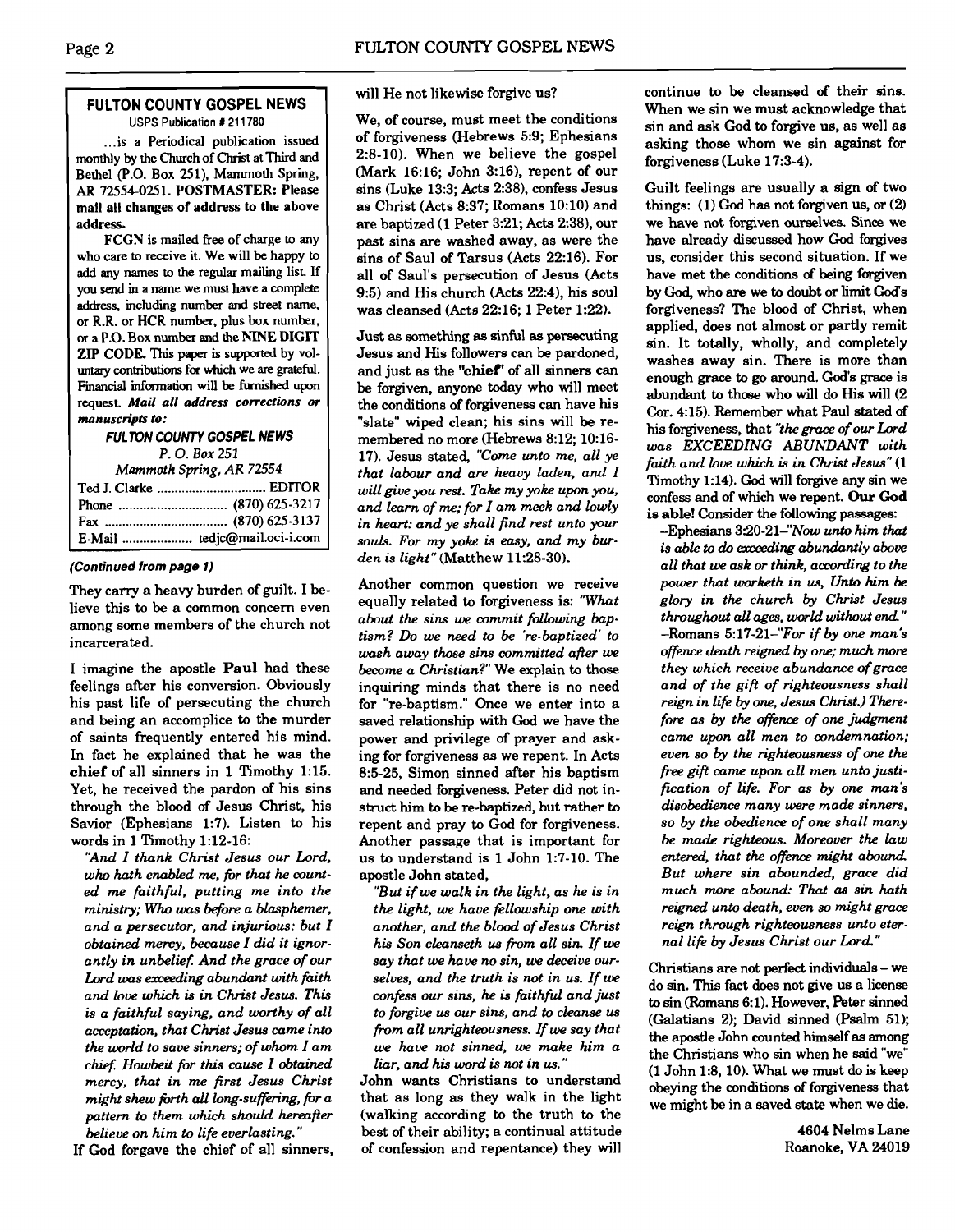## FULTON COUNTY GOSPEL NEWS

USPS Publication # 211780

...is a Periodical publication issued monthly by the Church of Christ at Third and Bethel (P.O. Box 251), Mammoth Spring, AR 72554-0251. **POSTMASTER: Please mail all changes of address to the above address.**

FCGN is mailed free of charge to any who care to receive it. We will be happy to add any names to the regular mailing list. If you send in a name we must have a complete address, including number and street name, or R.R. or HCR number, plus box number, or a P.O. Box number and the **NINE DIGIT ZIP CODE.** This paper is supported by voluntary contributions for which we are grateful. Financial information will be furnished upon request. ***Mail all address corrections or manuscripts to:***

***FULTON COUNTY GOSPEL NEWS***
*P. O. Box 251*
*Mammoth Spring, AR 72554*

Ted J. Clarke .............................. EDITOR
Phone .............................. (870) 625-3217
Fax .................................. (870) 625-3137
E-Mail .................... tedjc@mail.oci-i.com

***(Continued from page 1)***

They carry a heavy burden of guilt. I believe this to be a common concern even among some members of the church not incarcerated.

I imagine the apostle **Paul** had these feelings after his conversion. Obviously his past life of persecuting the church and being an accomplice to the murder of saints frequently entered his mind. In fact he explained that he was the **chief** of all sinners in 1 Timothy 1:15. Yet, he received the pardon of his sins through the blood of Jesus Christ, his Savior (Ephesians 1:7). Listen to his words in 1 Timothy 1:12-16:

*"And I thank Christ Jesus our Lord, who hath enabled me, for that he counted me faithful, putting me into the ministry; Who was before a blasphemer, and a persecutor, and injurious: but I obtained mercy, because I did it ignorantly in unbelief. And the grace of our Lord was exceeding abundant with faith and love which is in Christ Jesus. This is a faithful saying, and worthy of all acceptation, that Christ Jesus came into the world to save sinners; of whom I am chief. Howbeit for this cause I obtained mercy, that in me first Jesus Christ might shew forth all long-suffering, for a pattern to them which should hereafter believe on him to life everlasting."*

If God forgave the chief of all sinners, will He not likewise forgive us?

We, of course, must meet the conditions of forgiveness (Hebrews 5:9; Ephesians 2:8-10). When we believe the gospel (Mark 16:16; John 3:16), repent of our sins (Luke 13:3; Acts 2:38), confess Jesus as Christ (Acts 8:37; Romans 10:10) and are baptized (1 Peter 3:21; Acts 2:38), our past sins are washed away, as were the sins of Saul of Tarsus (Acts 22:16). For all of Saul's persecution of Jesus (Acts 9:5) and His church (Acts 22:4), his soul was cleansed (Acts 22:16; 1 Peter 1:22).

Just as something as sinful as persecuting Jesus and His followers can be pardoned, and just as the **"chief"** of all sinners can be forgiven, anyone today who will meet the conditions of forgiveness can have his "slate" wiped clean; his sins will be remembered no more (Hebrews 8:12; 10:16-17). Jesus stated, *"Come unto me, all ye that labour and are heavy laden, and I will give you rest. Take my yoke upon you, and learn of me; for I am meek and lowly in heart: and ye shall find rest unto your souls. For my yoke is easy, and my burden is light"* (Matthew 11:28-30).

Another common question we receive equally related to forgiveness is: *"What about the sins we commit following baptism? Do we need to be 're-baptized' to wash away those sins committed after we become a Christian?"* We explain to those inquiring minds that there is no need for "re-baptism." Once we enter into a saved relationship with God we have the power and privilege of prayer and asking for forgiveness as we repent. In Acts 8:5-25, Simon sinned after his baptism and needed forgiveness. Peter did not instruct him to be re-baptized, but rather to repent and pray to God for forgiveness. Another passage that is important for us to understand is 1 John 1:7-10. The apostle John stated,

*"But if we walk in the light, as he is in the light, we have fellowship one with another, and the blood of Jesus Christ his Son cleanseth us from all sin. If we say that we have no sin, we deceive ourselves, and the truth is not in us. If we confess our sins, he is faithful and just to forgive us our sins, and to cleanse us from all unrighteousness. If we say that we have not sinned, we make him a liar, and his word is not in us."*

John wants Christians to understand that as long as they walk in the light (walking according to the truth to the best of their ability; a continual attitude of confession and repentance) they will continue to be cleansed of their sins. When we sin we must acknowledge that sin and ask God to forgive us, as well as asking those whom we sin against for forgiveness (Luke 17:3-4).

Guilt feelings are usually a sign of two things: (1) God has not forgiven us, or (2) we have not forgiven ourselves. Since we have already discussed how God forgives us, consider this second situation. If we have met the conditions of being forgiven by God, who are we to doubt or limit God's forgiveness? The blood of Christ, when applied, does not almost or partly remit sin. It totally, wholly, and completely washes away sin. There is more than enough grace to go around. God's grace is abundant to those who will do His will (2 Cor. 4:15). Remember what Paul stated of his forgiveness, that *"the grace of our Lord was EXCEEDING ABUNDANT with faith and love which is in Christ Jesus"* (1 Timothy 1:14). God will forgive any sin we confess and of which we repent. **Our God is able!** Consider the following passages:

–Ephesians 3:20-21–*"Now unto him that is able to do exceeding abundantly above all that we ask or think, according to the power that worketh in us, Unto him be glory in the church by Christ Jesus throughout all ages, world without end."*

–Romans 5:17-21–*"For if by one man's offence death reigned by one; much more they which receive abundance of grace and of the gift of righteousness shall reign in life by one, Jesus Christ.) Therefore as by the offence of one judgment came upon all men to condemnation; even so by the righteousness of one the free gift came upon all men unto justification of life. For as by one man's disobedience many were made sinners, so by the obedience of one shall many be made righteous. Moreover the law entered, that the offence might abound. But where sin abounded, grace did much more abound: That as sin hath reigned unto death, even so might grace reign through righteousness unto eternal life by Jesus Christ our Lord."*

Christians are not perfect individuals – we do sin. This fact does not give us a license to sin (Romans 6:1). However, Peter sinned (Galatians 2); David sinned (Psalm 51); the apostle John counted himself as among the Christians who sin when he said "we" (1 John 1:8, 10). What we must do is keep obeying the conditions of forgiveness that we might be in a saved state when we die.

4604 Nelms Lane
Roanoke, VA 24019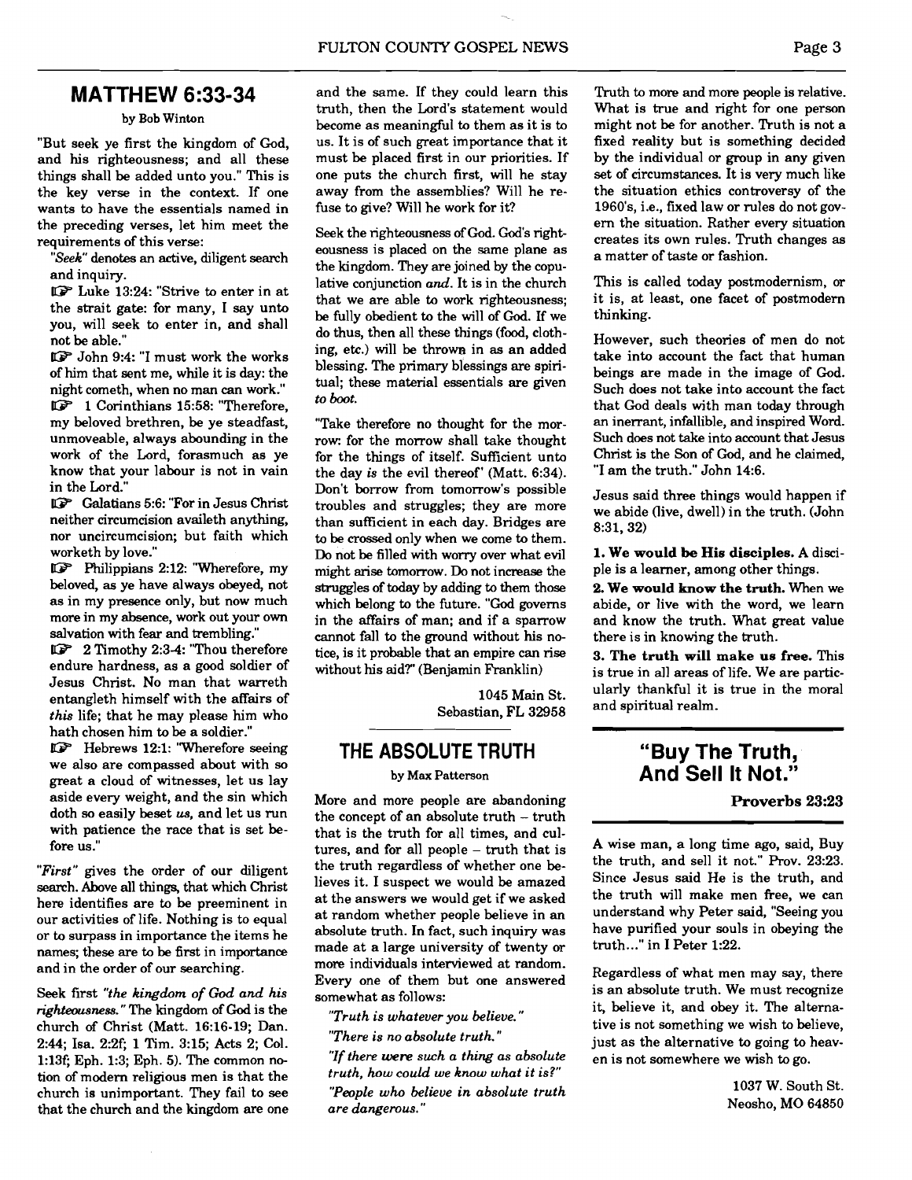## MATTHEW 6:33-34

by Bob Winton

"But seek ye first the kingdom of God, and his righteousness; and all these things shall be added unto you." This is the key verse in the context. If one wants to have the essentials named in the preceding verses, let him meet the requirements of this verse:

*"Seek"* denotes an active, diligent search and inquiry.

☞ Luke 13:24: "Strive to enter in at the strait gate: for many, I say unto you, will seek to enter in, and shall not be able."

☞ John 9:4: "I must work the works of him that sent me, while it is day: the night cometh, when no man can work."

☞ 1 Corinthians 15:58: "Therefore, my beloved brethren, be ye steadfast, unmoveable, always abounding in the work of the Lord, forasmuch as ye know that your labour is not in vain in the Lord."

☞ Galatians 5:6: "For in Jesus Christ neither circumcision availeth anything, nor uncircumcision; but faith which worketh by love."

☞ Philippians 2:12: "Wherefore, my beloved, as ye have always obeyed, not as in my presence only, but now much more in my absence, work out your own salvation with fear and trembling."

☞ 2 Timothy 2:3-4: "Thou therefore endure hardness, as a good soldier of Jesus Christ. No man that warreth entangleth himself with the affairs of *this* life; that he may please him who hath chosen him to be a soldier."

☞ Hebrews 12:1: "Wherefore seeing we also are compassed about with so great a cloud of witnesses, let us lay aside every weight, and the sin which doth so easily beset *us*, and let us run with patience the race that is set before us."

*"First"* gives the order of our diligent search. Above all things, that which Christ here identifies are to be preeminent in our activities of life. Nothing is to equal or to surpass in importance the items he names; these are to be first in importance and in the order of our searching.

Seek first *"the kingdom of God and his righteousness."* The kingdom of God is the church of Christ (Matt. 16:16-19; Dan. 2:44; Isa. 2:2f; 1 Tim. 3:15; Acts 2; Col. 1:13f; Eph. 1:3; Eph. 5). The common notion of modern religious men is that the church is unimportant. They fail to see that the church and the kingdom are one and the same. If they could learn this truth, then the Lord's statement would become as meaningful to them as it is to us. It is of such great importance that it must be placed first in our priorities. If one puts the church first, will he stay away from the assemblies? Will he refuse to give? Will he work for it?

Seek the righteousness of God. God's righteousness is placed on the same plane as the kingdom. They are joined by the copulative conjunction *and*. It is in the church that we are able to work righteousness; be fully obedient to the will of God. If we do thus, then all these things (food, clothing, etc.) will be thrown in as an added blessing. The primary blessings are spiritual; these material essentials are given *to boot.*

"Take therefore no thought for the morrow: for the morrow shall take thought for the things of itself. Sufficient unto the day *is* the evil thereof" (Matt. 6:34). Don't borrow from tomorrow's possible troubles and struggles; they are more than sufficient in each day. Bridges are to be crossed only when we come to them. Do not be filled with worry over what evil might arise tomorrow. Do not increase the struggles of today by adding to them those which belong to the future. "God governs in the affairs of man; and if a sparrow cannot fall to the ground without his notice, is it probable that an empire can rise without his aid?" (Benjamin Franklin)

1045 Main St.
Sebastian, FL 32958

## THE ABSOLUTE TRUTH

by Max Patterson

More and more people are abandoning the concept of an absolute truth – truth that is the truth for all times, and cultures, and for all people – truth that is the truth regardless of whether one believes it. I suspect we would be amazed at the answers we would get if we asked at random whether people believe in an absolute truth. In fact, such inquiry was made at a large university of twenty or more individuals interviewed at random. Every one of them but one answered somewhat as follows:

*"Truth is whatever you believe."*

*"There is no absolute truth."*

*"If there were such a thing as absolute truth, how could we know what it is?"*

*"People who believe in absolute truth are dangerous."*

Truth to more and more people is relative. What is true and right for one person might not be for another. Truth is not a fixed reality but is something decided by the individual or group in any given set of circumstances. It is very much like the situation ethics controversy of the 1960's, i.e., fixed law or rules do not govern the situation. Rather every situation creates its own rules. Truth changes as a matter of taste or fashion.

This is called today postmodernism, or it is, at least, one facet of postmodern thinking.

However, such theories of men do not take into account the fact that human beings are made in the image of God. Such does not take into account the fact that God deals with man today through an inerrant, infallible, and inspired Word. Such does not take into account that Jesus Christ is the Son of God, and he claimed, "I am the truth." John 14:6.

Jesus said three things would happen if we abide (live, dwell) in the truth. (John 8:31, 32)

**1. We would be His disciples.** A disciple is a learner, among other things.

**2. We would know the truth.** When we abide, or live with the word, we learn and know the truth. What great value there is in knowing the truth.

**3. The truth will make us free.** This is true in all areas of life. We are particularly thankful it is true in the moral and spiritual realm.

## "Buy The Truth, And Sell It Not."

**Proverbs 23:23**

A wise man, a long time ago, said, Buy the truth, and sell it not." Prov. 23:23. Since Jesus said He is the truth, and the truth will make men free, we can understand why Peter said, "Seeing you have purified your souls in obeying the truth..." in I Peter 1:22.

Regardless of what men may say, there is an absolute truth. We must recognize it, believe it, and obey it. The alternative is not something we wish to believe, just as the alternative to going to heaven is not somewhere we wish to go.

1037 W. South St.
Neosho, MO 64850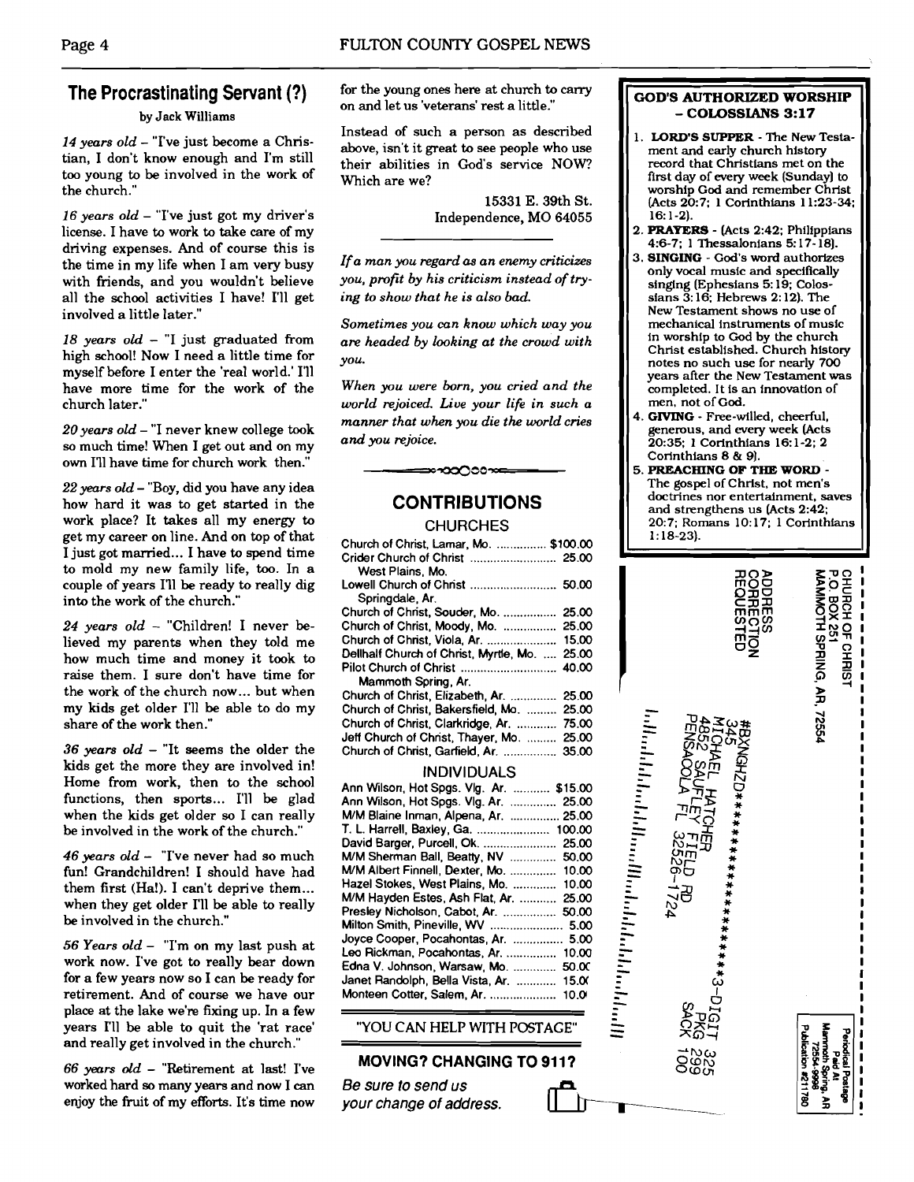## The Procrastinating Servant (?)

by Jack Williams

*14 years old* – "I've just become a Christian, I don't know enough and I'm still too young to be involved in the work of the church."

*16 years old* – "I've just got my driver's license. I have to work to take care of my driving expenses. And of course this is the time in my life when I am very busy with friends, and you wouldn't believe all the school activities I have! I'll get involved a little later."

*18 years old* – "I just graduated from high school! Now I need a little time for myself before I enter the 'real world.' I'll have more time for the work of the church later."

*20 years old* – "I never knew college took so much time! When I get out and on my own I'll have time for church work then."

*22 years old* – "Boy, did you have any idea how hard it was to get started in the work place? It takes all my energy to get my career on line. And on top of that I just got married... I have to spend time to mold my new family life, too. In a couple of years I'll be ready to really dig into the work of the church."

*24 years old* – "Children! I never believed my parents when they told me how much time and money it took to raise them. I sure don't have time for the work of the church now... but when my kids get older I'll be able to do my share of the work then."

*36 years old* – "It seems the older the kids get the more they are involved in! Home from work, then to the school functions, then sports... I'll be glad when the kids get older so I can really be involved in the work of the church."

*46 years old* – "I've never had so much fun! Grandchildren! I should have had them first (Ha!). I can't deprive them... when they get older I'll be able to really be involved in the church."

*56 Years old* – "I'm on my last push at work now. I've got to really bear down for a few years now so I can be ready for retirement. And of course we have our place at the lake we're fixing up. In a few years I'll be able to quit the 'rat race' and really get involved in the church."

*66 years old* – "Retirement at last! I've worked hard so many years and now I can enjoy the fruit of my efforts. It's time now for the young ones here at church to carry on and let us 'veterans' rest a little."

Instead of such a person as described above, isn't it great to see people who use their abilities in God's service NOW? Which are we?

15331 E. 39th St.
Independence, MO 64055

---

*If a man you regard as an enemy criticizes you, profit by his criticism instead of trying to show that he is also bad.*

*Sometimes you can know which way you are headed by looking at the crowd with you.*

*When you were born, you cried and the world rejoiced. Live your life in such a manner that when you die the world cries and you rejoice.*

## CONTRIBUTIONS

### CHURCHES

| | |
|---|---|
| Church of Christ, Lamar, Mo. | $100.00 |
| Crider Church of Christ West Plains, Mo. | 25.00 |
| Lowell Church of Christ Springdale, Ar. | 50.00 |
| Church of Christ, Souder, Mo. | 25.00 |
| Church of Christ, Moody, Mo. | 25.00 |
| Church of Christ, Viola, Ar. | 15.00 |
| Dellhalf Church of Christ, Myrtle, Mo. | 25.00 |
| Pilot Church of Christ Mammoth Spring, Ar. | 40.00 |
| Church of Christ, Elizabeth, Ar. | 25.00 |
| Church of Christ, Bakersfield, Mo. | 25.00 |
| Church of Christ, Clarkridge, Ar. | 75.00 |
| Jeff Church of Christ, Thayer, Mo. | 25.00 |
| Church of Christ, Garfield, Ar. | 35.00 |

### INDIVIDUALS

| | |
|---|---|
| Ann Wilson, Hot Spgs. Vlg. Ar. | $15.00 |
| Ann Wilson, Hot Spgs. Vlg. Ar. | 25.00 |
| M/M Blaine Inman, Alpena, Ar. | 25.00 |
| T. L. Harrell, Baxley, Ga. | 100.00 |
| David Barger, Purcell, Ok. | 25.00 |
| M/M Sherman Ball, Beatty, NV | 50.00 |
| M/M Albert Finnell, Dexter, Mo. | 10.00 |
| Hazel Stokes, West Plains, Mo. | 10.00 |
| M/M Hayden Estes, Ash Flat, Ar. | 25.00 |
| Presley Nicholson, Cabot, Ar. | 50.00 |
| Milton Smith, Pineville, WV | 5.00 |
| Joyce Cooper, Pocahontas, Ar. | 5.00 |
| Leo Rickman, Pocahontas, Ar. | 10.00 |
| Edna V. Johnson, Warsaw, Mo. | 50.00 |
| Janet Randolph, Bella Vista, Ar. | 15.00 |
| Monteen Cotter, Salem, Ar. | 10.00 |

"YOU CAN HELP WITH POSTAGE"

**MOVING? CHANGING TO 911?**

*Be sure to send us your change of address.*

---

**GOD'S AUTHORIZED WORSHIP – COLOSSIANS 3:17**

1. **LORD'S SUPPER** - The New Testament and early church history record that Christians met on the first day of every week (Sunday) to worship God and remember Christ (Acts 20:7; 1 Corinthians 11:23-34; 16:1-2).
2. **PRAYERS** - (Acts 2:42; Philippians 4:6-7; 1 Thessalonians 5:17-18).
3. **SINGING** - God's word authorizes only vocal music and specifically singing (Ephesians 5:19; Colossians 3:16; Hebrews 2:12). The New Testament shows no use of mechanical instruments of music in worship to God by the church Christ established. Church history notes no such use for nearly 700 years after the New Testament was completed. It is an innovation of men, not of God.
4. **GIVING** - Free-willed, cheerful, generous, and every week (Acts 20:35; 1 Corinthians 16:1-2; 2 Corinthians 8 & 9).
5. **PREACHING OF THE WORD** - The gospel of Christ, not men's doctrines nor entertainment, saves and strengthens us (Acts 2:42; 20:7; Romans 10:17; 1 Corinthians 1:18-23).

---

CHURCH OF CHRIST
P.O. BOX 251
MAMMOTH SPRING, AR 72554

ADDRESS CORRECTION REQUESTED

#BXNGHZD*************3-DIGIT 325
345 PKG 299
MICHAEL HATCHER SACK 100
4852 SAUFLEY FIELD RD
PENSACOLA FL 32526-1724

Periodical Postage Paid At Mammoth Spring, AR 72554-9998 Publication #211780